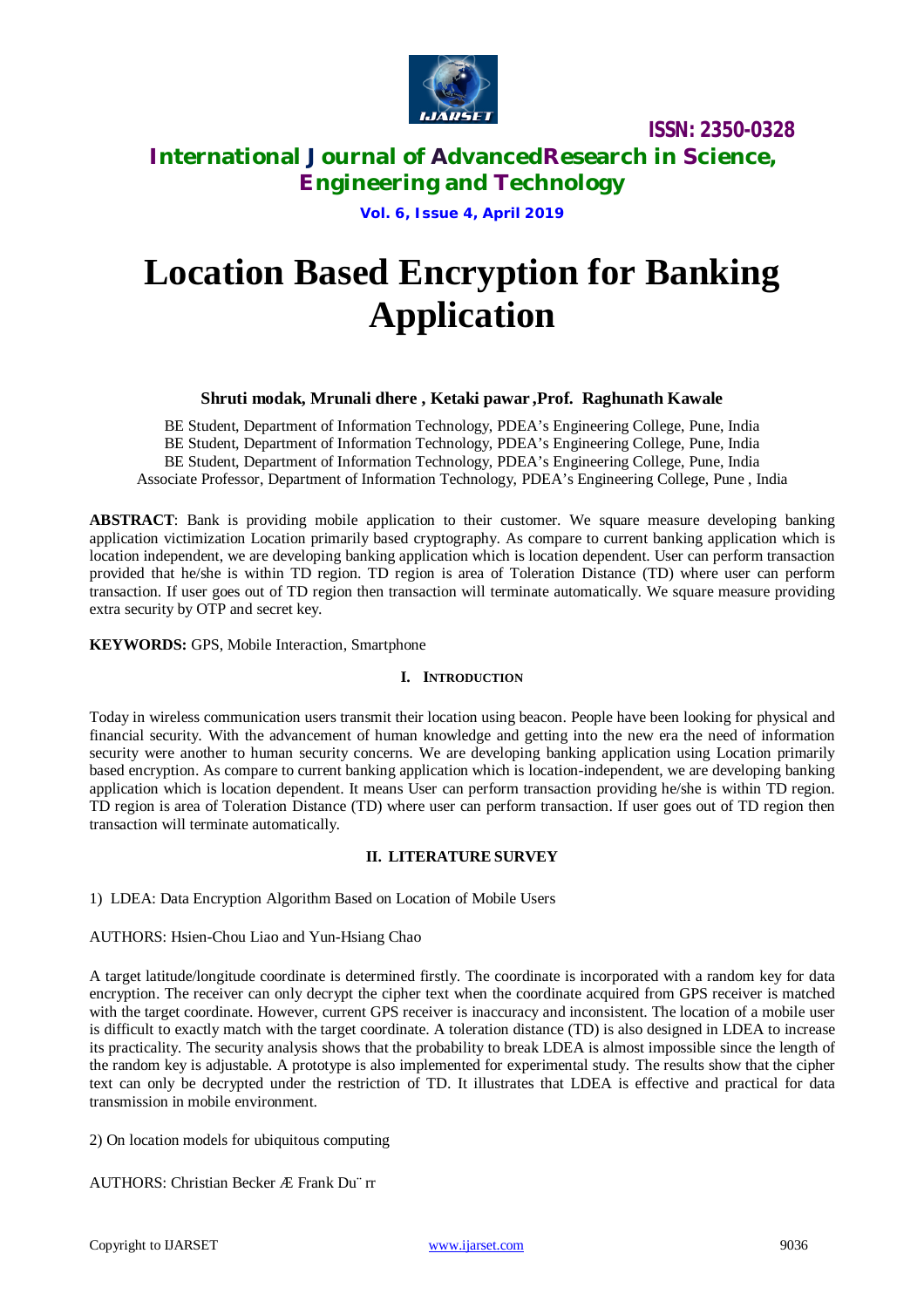# Location Based Encryption for Banking Application

**Shruti modak, Mrunali dhere , Ketaki pawar ,Prof. Raghunath Kawale**

BE Student, Department of Information Technology, PDEA's Engineering College, Pune, India
BE Student, Department of Information Technology, PDEA's Engineering College, Pune, India
BE Student, Department of Information Technology, PDEA's Engineering College, Pune, India
Associate Professor, Department of Information Technology, PDEA's Engineering College, Pune , India

**ABSTRACT**: Bank is providing mobile application to their customer. We square measure developing banking application victimization Location primarily based cryptography. As compare to current banking application which is location independent, we are developing banking application which is location dependent. User can perform transaction provided that he/she is within TD region. TD region is area of Toleration Distance (TD) where user can perform transaction. If user goes out of TD region then transaction will terminate automatically. We square measure providing extra security by OTP and secret key.

**KEYWORDS:** GPS, Mobile Interaction, Smartphone

## I. INTRODUCTION

Today in wireless communication users transmit their location using beacon. People have been looking for physical and financial security. With the advancement of human knowledge and getting into the new era the need of information security were another to human security concerns. We are developing banking application using Location primarily based encryption. As compare to current banking application which is location-independent, we are developing banking application which is location dependent. It means User can perform transaction providing he/she is within TD region. TD region is area of Toleration Distance (TD) where user can perform transaction. If user goes out of TD region then transaction will terminate automatically.

## II. LITERATURE SURVEY

1) LDEA: Data Encryption Algorithm Based on Location of Mobile Users

AUTHORS: Hsien-Chou Liao and Yun-Hsiang Chao

A target latitude/longitude coordinate is determined firstly. The coordinate is incorporated with a random key for data encryption. The receiver can only decrypt the cipher text when the coordinate acquired from GPS receiver is matched with the target coordinate. However, current GPS receiver is inaccuracy and inconsistent. The location of a mobile user is difficult to exactly match with the target coordinate. A toleration distance (TD) is also designed in LDEA to increase its practicality. The security analysis shows that the probability to break LDEA is almost impossible since the length of the random key is adjustable. A prototype is also implemented for experimental study. The results show that the cipher text can only be decrypted under the restriction of TD. It illustrates that LDEA is effective and practical for data transmission in mobile environment.

2) On location models for ubiquitous computing

AUTHORS: Christian Becker Æ Frank Du¨ rr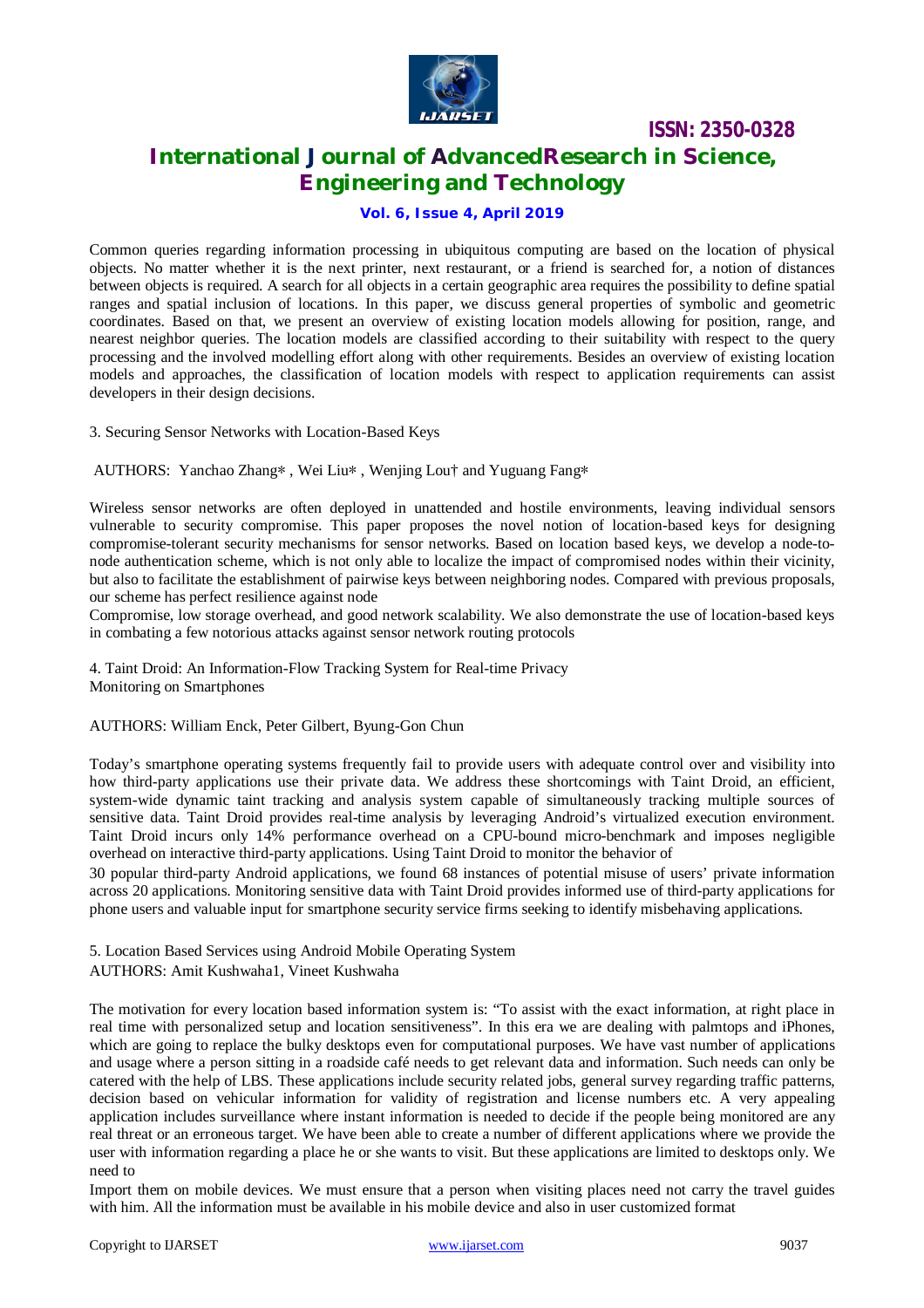Common queries regarding information processing in ubiquitous computing are based on the location of physical objects. No matter whether it is the next printer, next restaurant, or a friend is searched for, a notion of distances between objects is required. A search for all objects in a certain geographic area requires the possibility to define spatial ranges and spatial inclusion of locations. In this paper, we discuss general properties of symbolic and geometric coordinates. Based on that, we present an overview of existing location models allowing for position, range, and nearest neighbor queries. The location models are classified according to their suitability with respect to the query processing and the involved modelling effort along with other requirements. Besides an overview of existing location models and approaches, the classification of location models with respect to application requirements can assist developers in their design decisions.

3. Securing Sensor Networks with Location-Based Keys

AUTHORS: Yanchao Zhang∗ , Wei Liu∗ , Wenjing Lou† and Yuguang Fang∗

Wireless sensor networks are often deployed in unattended and hostile environments, leaving individual sensors vulnerable to security compromise. This paper proposes the novel notion of location-based keys for designing compromise-tolerant security mechanisms for sensor networks. Based on location based keys, we develop a node-to-node authentication scheme, which is not only able to localize the impact of compromised nodes within their vicinity, but also to facilitate the establishment of pairwise keys between neighboring nodes. Compared with previous proposals, our scheme has perfect resilience against node

Compromise, low storage overhead, and good network scalability. We also demonstrate the use of location-based keys in combating a few notorious attacks against sensor network routing protocols

4. Taint Droid: An Information-Flow Tracking System for Real-time Privacy Monitoring on Smartphones

AUTHORS: William Enck, Peter Gilbert, Byung-Gon Chun

Today's smartphone operating systems frequently fail to provide users with adequate control over and visibility into how third-party applications use their private data. We address these shortcomings with Taint Droid, an efficient, system-wide dynamic taint tracking and analysis system capable of simultaneously tracking multiple sources of sensitive data. Taint Droid provides real-time analysis by leveraging Android's virtualized execution environment. Taint Droid incurs only 14% performance overhead on a CPU-bound micro-benchmark and imposes negligible overhead on interactive third-party applications. Using Taint Droid to monitor the behavior of

30 popular third-party Android applications, we found 68 instances of potential misuse of users' private information across 20 applications. Monitoring sensitive data with Taint Droid provides informed use of third-party applications for phone users and valuable input for smartphone security service firms seeking to identify misbehaving applications.

5. Location Based Services using Android Mobile Operating System
AUTHORS: Amit Kushwaha1, Vineet Kushwaha

The motivation for every location based information system is: "To assist with the exact information, at right place in real time with personalized setup and location sensitiveness". In this era we are dealing with palmtops and iPhones, which are going to replace the bulky desktops even for computational purposes. We have vast number of applications and usage where a person sitting in a roadside café needs to get relevant data and information. Such needs can only be catered with the help of LBS. These applications include security related jobs, general survey regarding traffic patterns, decision based on vehicular information for validity of registration and license numbers etc. A very appealing application includes surveillance where instant information is needed to decide if the people being monitored are any real threat or an erroneous target. We have been able to create a number of different applications where we provide the user with information regarding a place he or she wants to visit. But these applications are limited to desktops only. We need to

Import them on mobile devices. We must ensure that a person when visiting places need not carry the travel guides with him. All the information must be available in his mobile device and also in user customized format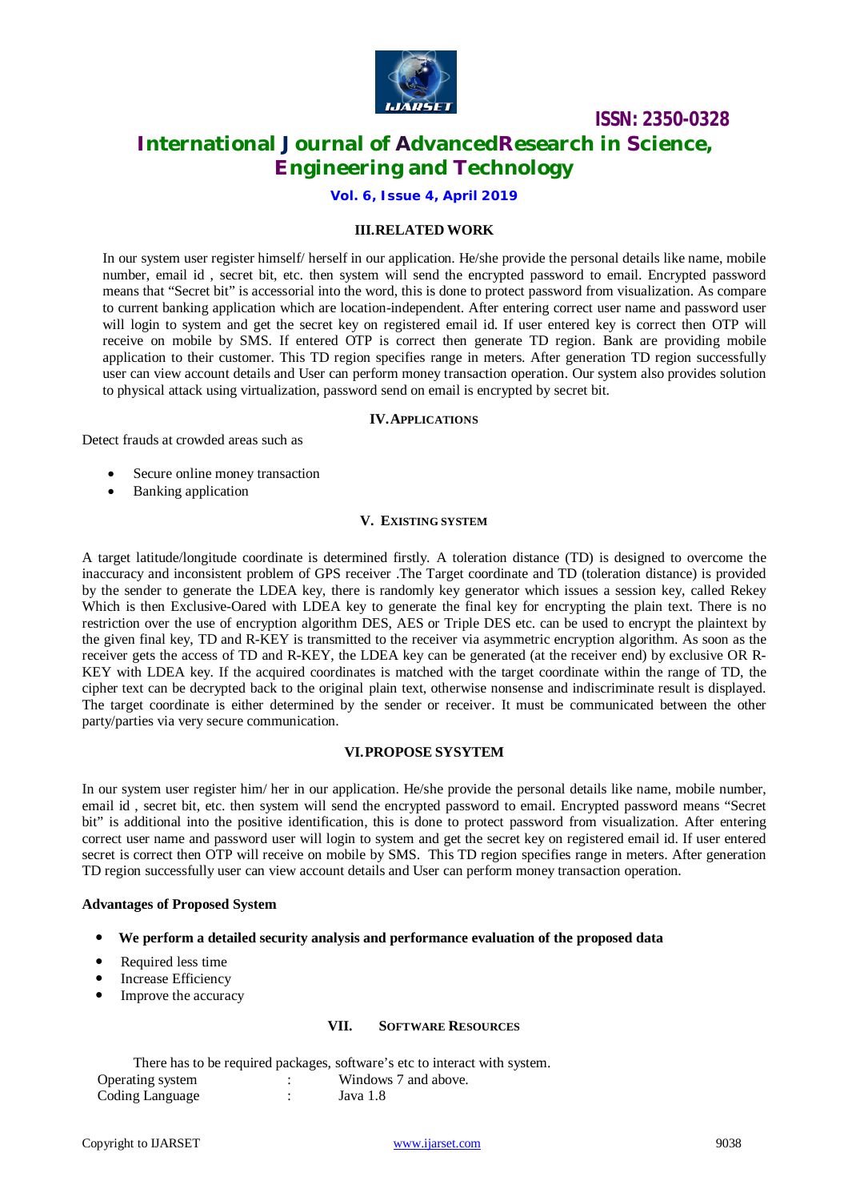## III. RELATED WORK

In our system user register himself/ herself in our application. He/she provide the personal details like name, mobile number, email id , secret bit, etc. then system will send the encrypted password to email. Encrypted password means that "Secret bit" is accessorial into the word, this is done to protect password from visualization. As compare to current banking application which are location-independent. After entering correct user name and password user will login to system and get the secret key on registered email id. If user entered key is correct then OTP will receive on mobile by SMS. If entered OTP is correct then generate TD region. Bank are providing mobile application to their customer. This TD region specifies range in meters. After generation TD region successfully user can view account details and User can perform money transaction operation. Our system also provides solution to physical attack using virtualization, password send on email is encrypted by secret bit.

## IV. APPLICATIONS

Detect frauds at crowded areas such as

- Secure online money transaction
- Banking application

## V. EXISTING SYSTEM

A target latitude/longitude coordinate is determined firstly. A toleration distance (TD) is designed to overcome the inaccuracy and inconsistent problem of GPS receiver .The Target coordinate and TD (toleration distance) is provided by the sender to generate the LDEA key, there is randomly key generator which issues a session key, called Rekey Which is then Exclusive-Oared with LDEA key to generate the final key for encrypting the plain text. There is no restriction over the use of encryption algorithm DES, AES or Triple DES etc. can be used to encrypt the plaintext by the given final key, TD and R-KEY is transmitted to the receiver via asymmetric encryption algorithm. As soon as the receiver gets the access of TD and R-KEY, the LDEA key can be generated (at the receiver end) by exclusive OR R-KEY with LDEA key. If the acquired coordinates is matched with the target coordinate within the range of TD, the cipher text can be decrypted back to the original plain text, otherwise nonsense and indiscriminate result is displayed. The target coordinate is either determined by the sender or receiver. It must be communicated between the other party/parties via very secure communication.

## VI. PROPOSE SYSYTEM

In our system user register him/ her in our application. He/she provide the personal details like name, mobile number, email id , secret bit, etc. then system will send the encrypted password to email. Encrypted password means "Secret bit" is additional into the positive identification, this is done to protect password from visualization. After entering correct user name and password user will login to system and get the secret key on registered email id. If user entered secret is correct then OTP will receive on mobile by SMS. This TD region specifies range in meters. After generation TD region successfully user can view account details and User can perform money transaction operation.

**Advantages of Proposed System**

- **We perform a detailed security analysis and performance evaluation of the proposed data**
- Required less time
- Increase Efficiency
- Improve the accuracy

## VII. SOFTWARE RESOURCES

There has to be required packages, software's etc to interact with system.

| Operating system | : | Windows 7 and above. |
|---|---|---|
| Coding Language | : | Java 1.8 |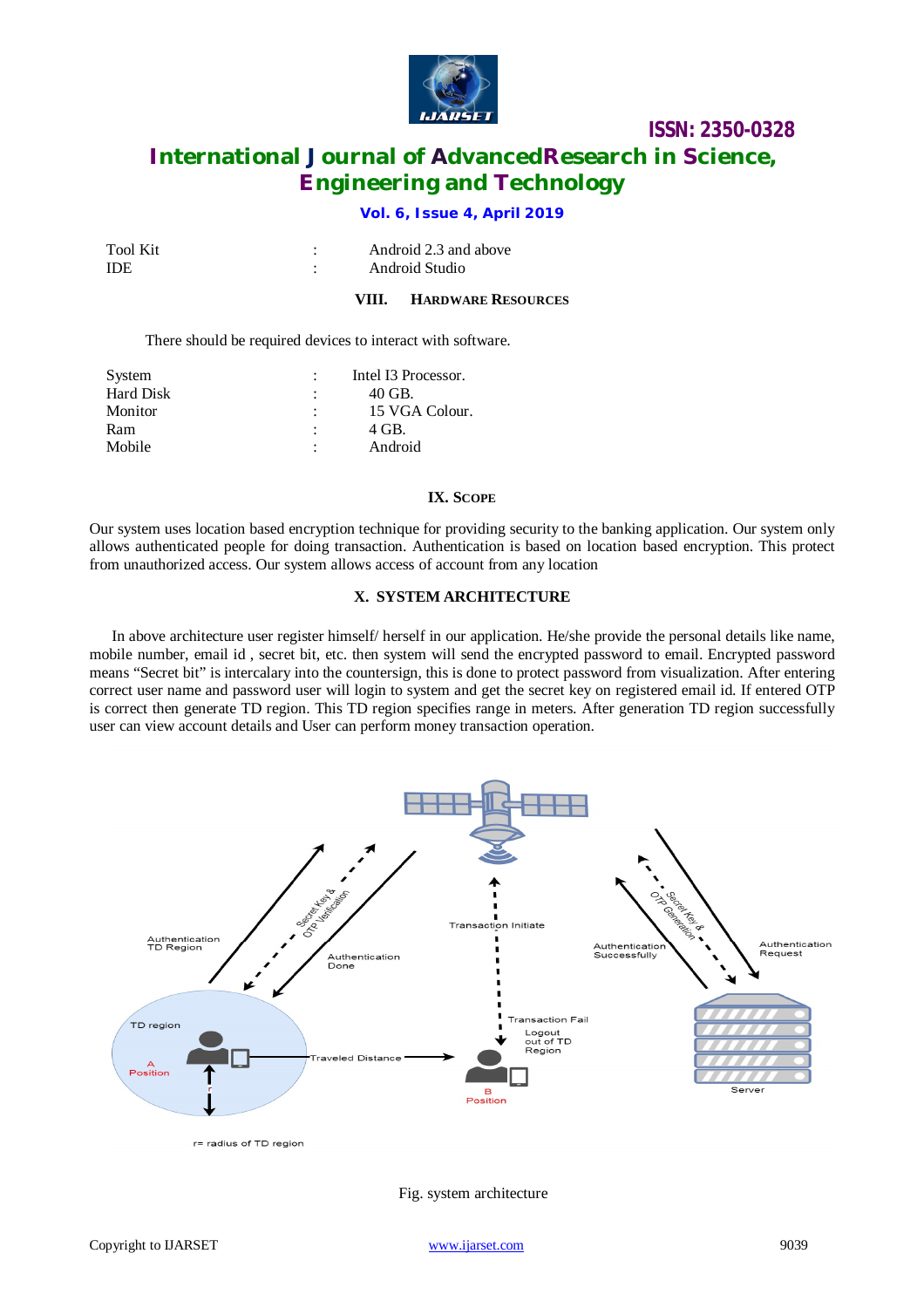| | | |
|---|---|---|
| Tool Kit | : | Android 2.3 and above |
| IDE | : | Android Studio |

## VIII. HARDWARE RESOURCES

There should be required devices to interact with software.

| | | |
|---|---|---|
| System | : | Intel I3 Processor. |
| Hard Disk | : | 40 GB. |
| Monitor | : | 15 VGA Colour. |
| Ram | : | 4 GB. |
| Mobile | : | Android |

## IX. SCOPE

Our system uses location based encryption technique for providing security to the banking application. Our system only allows authenticated people for doing transaction. Authentication is based on location based encryption. This protect from unauthorized access. Our system allows access of account from any location

## X. SYSTEM ARCHITECTURE

In above architecture user register himself/ herself in our application. He/she provide the personal details like name, mobile number, email id , secret bit, etc. then system will send the encrypted password to email. Encrypted password means "Secret bit" is intercalary into the countersign, this is done to protect password from visualization. After entering correct user name and password user will login to system and get the secret key on registered email id. If entered OTP is correct then generate TD region. This TD region specifies range in meters. After generation TD region successfully user can view account details and User can perform money transaction operation.

Fig. system architecture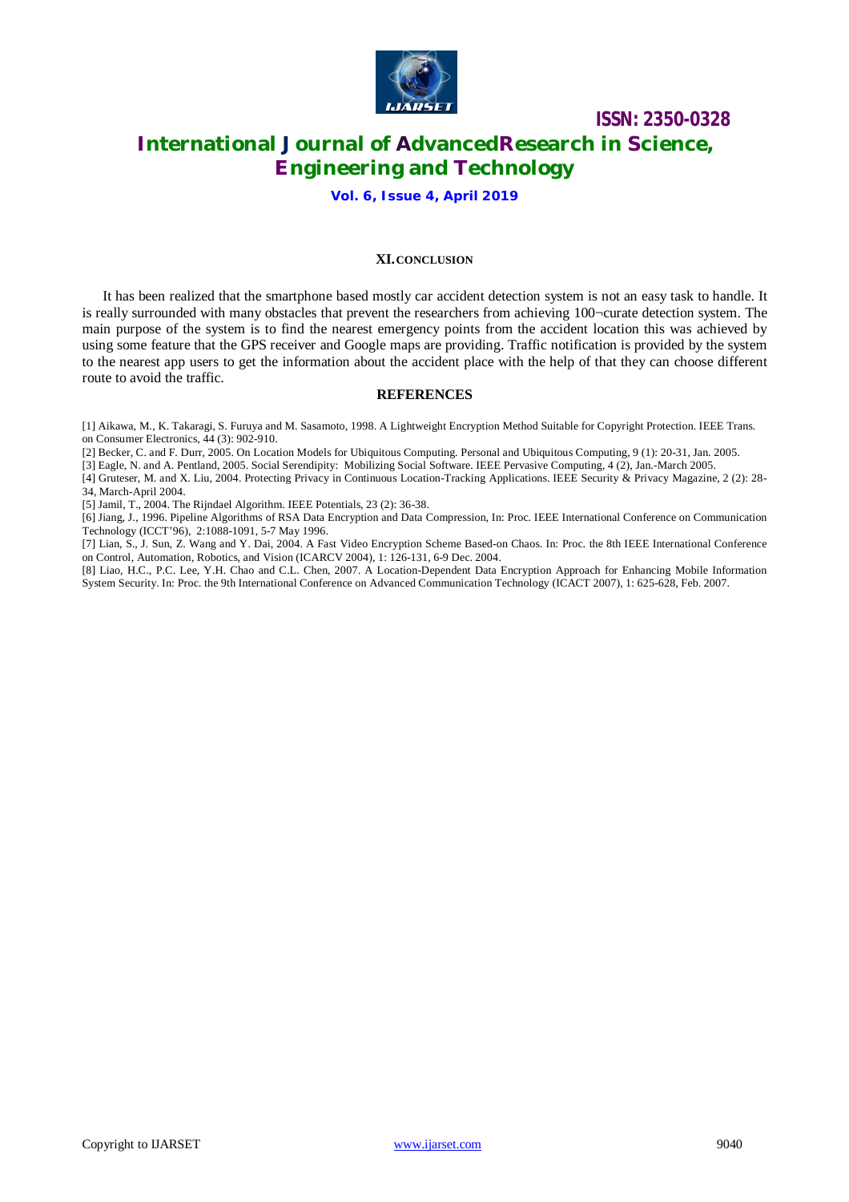## XI. CONCLUSION

It has been realized that the smartphone based mostly car accident detection system is not an easy task to handle. It is really surrounded with many obstacles that prevent the researchers from achieving 100¬curate detection system. The main purpose of the system is to find the nearest emergency points from the accident location this was achieved by using some feature that the GPS receiver and Google maps are providing. Traffic notification is provided by the system to the nearest app users to get the information about the accident place with the help of that they can choose different route to avoid the traffic.

## REFERENCES

[1] Aikawa, M., K. Takaragi, S. Furuya and M. Sasamoto, 1998. A Lightweight Encryption Method Suitable for Copyright Protection. IEEE Trans. on Consumer Electronics, 44 (3): 902-910.

[2] Becker, C. and F. Durr, 2005. On Location Models for Ubiquitous Computing. Personal and Ubiquitous Computing, 9 (1): 20-31, Jan. 2005.

[3] Eagle, N. and A. Pentland, 2005. Social Serendipity: Mobilizing Social Software. IEEE Pervasive Computing, 4 (2), Jan.-March 2005.

[4] Gruteser, M. and X. Liu, 2004. Protecting Privacy in Continuous Location-Tracking Applications. IEEE Security & Privacy Magazine, 2 (2): 28-34, March-April 2004.

[5] Jamil, T., 2004. The Rijndael Algorithm. IEEE Potentials, 23 (2): 36-38.

[6] Jiang, J., 1996. Pipeline Algorithms of RSA Data Encryption and Data Compression, In: Proc. IEEE International Conference on Communication Technology (ICCT'96), 2:1088-1091, 5-7 May 1996.

[7] Lian, S., J. Sun, Z. Wang and Y. Dai, 2004. A Fast Video Encryption Scheme Based-on Chaos. In: Proc. the 8th IEEE International Conference on Control, Automation, Robotics, and Vision (ICARCV 2004), 1: 126-131, 6-9 Dec. 2004.

[8] Liao, H.C., P.C. Lee, Y.H. Chao and C.L. Chen, 2007. A Location-Dependent Data Encryption Approach for Enhancing Mobile Information System Security. In: Proc. the 9th International Conference on Advanced Communication Technology (ICACT 2007), 1: 625-628, Feb. 2007.